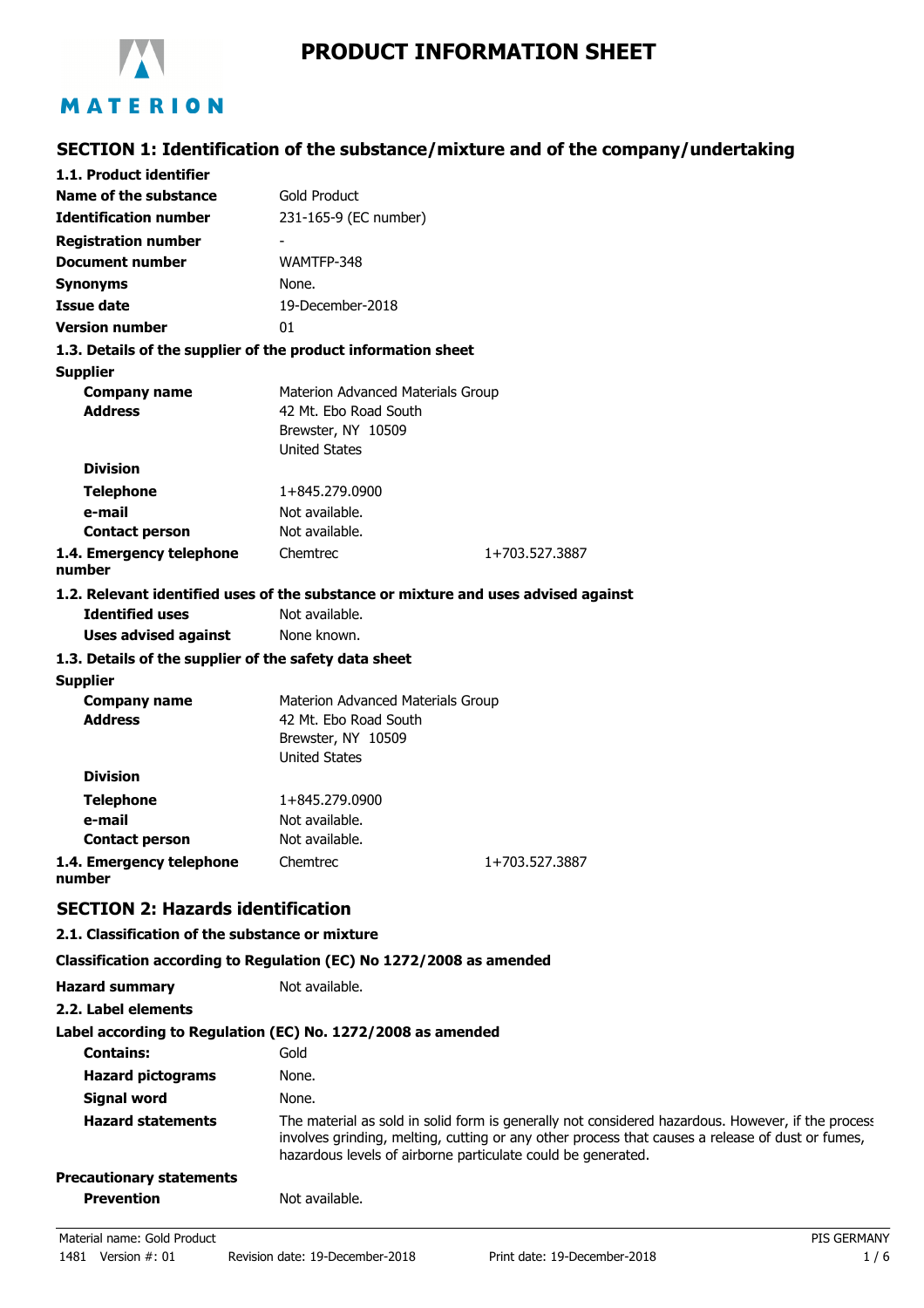MATERION

# PRODUCT INFORMATION SHEET

## SECTION 1: Identification of the substance/mixture and of the company/undertaking

### 1.1. Product identifier

| | |
|---|---|
| **Name of the substance** | Gold Product |
| **Identification number** | 231-165-9 (EC number) |
| **Registration number** | - |
| **Document number** | WAMTFP-348 |
| **Synonyms** | None. |
| **Issue date** | 19-December-2018 |
| **Version number** | 01 |

### 1.3. Details of the supplier of the product information sheet

**Supplier**

| | | |
|---|---|---|
| **Company name** | Materion Advanced Materials Group | |
| **Address** | 42 Mt. Ebo Road South<br>Brewster, NY 10509<br>United States | |
| **Division** | | |
| **Telephone** | 1+845.279.0900 | |
| **e-mail** | Not available. | |
| **Contact person** | Not available. | |
| **1.4. Emergency telephone number** | Chemtrec | 1+703.527.3887 |

### 1.2. Relevant identified uses of the substance or mixture and uses advised against

| | |
|---|---|
| **Identified uses** | Not available. |
| **Uses advised against** | None known. |

### 1.3. Details of the supplier of the safety data sheet

**Supplier**

| | | |
|---|---|---|
| **Company name** | Materion Advanced Materials Group | |
| **Address** | 42 Mt. Ebo Road South<br>Brewster, NY 10509<br>United States | |
| **Division** | | |
| **Telephone** | 1+845.279.0900 | |
| **e-mail** | Not available. | |
| **Contact person** | Not available. | |
| **1.4. Emergency telephone number** | Chemtrec | 1+703.527.3887 |

## SECTION 2: Hazards identification

### 2.1. Classification of the substance or mixture

**Classification according to Regulation (EC) No 1272/2008 as amended**

| | |
|---|---|
| **Hazard summary** | Not available. |

### 2.2. Label elements

**Label according to Regulation (EC) No. 1272/2008 as amended**

| | |
|---|---|
| **Contains:** | Gold |
| **Hazard pictograms** | None. |
| **Signal word** | None. |
| **Hazard statements** | The material as sold in solid form is generally not considered hazardous. However, if the process involves grinding, melting, cutting or any other process that causes a release of dust or fumes, hazardous levels of airborne particulate could be generated. |

**Precautionary statements**

| | |
|---|---|
| **Prevention** | Not available. |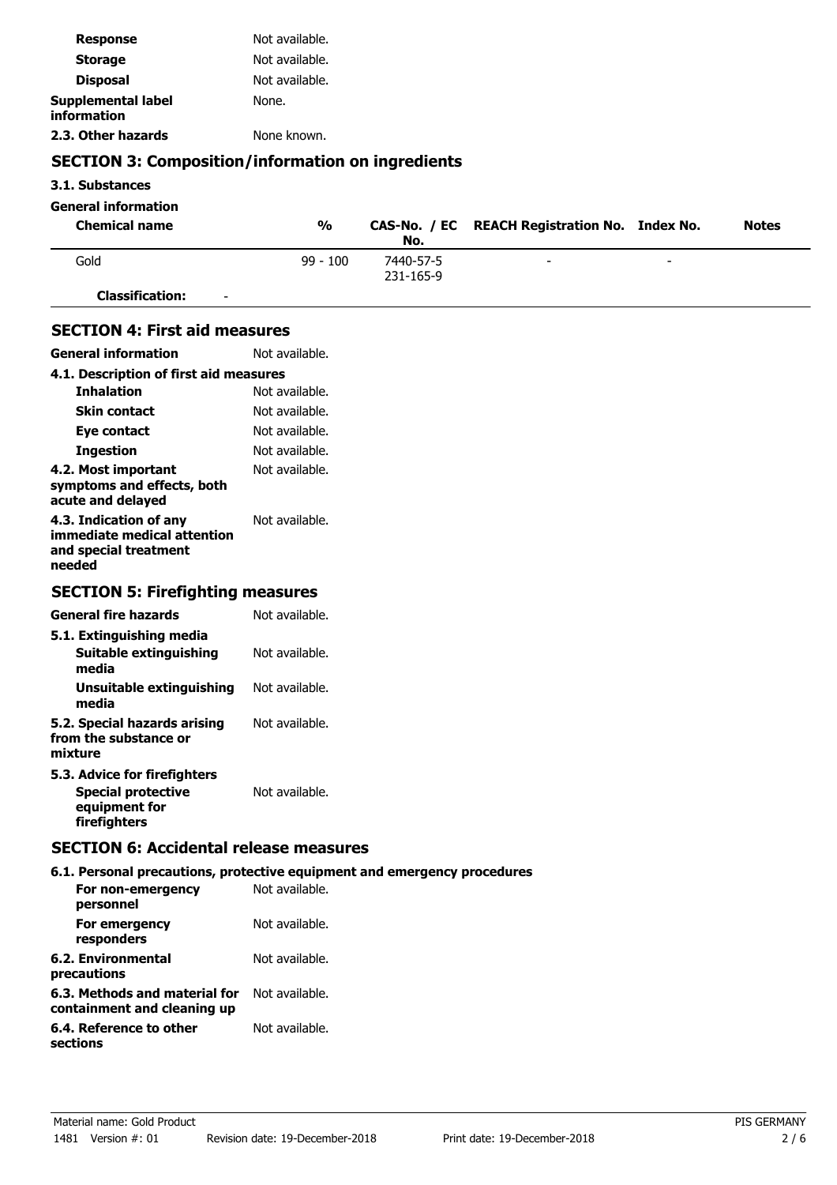| | |
|---|---|
| **Response** | Not available. |
| **Storage** | Not available. |
| **Disposal** | Not available. |
| **Supplemental label information** | None. |
| **2.3. Other hazards** | None known. |

## SECTION 3: Composition/information on ingredients

**3.1. Substances**

**General information**

| Chemical name | % | CAS-No. / EC No. | REACH Registration No. | Index No. | Notes |
|---|---|---|---|---|---|
| Gold | 99 - 100 | 7440-57-5<br>231-165-9 | - | - | |
| **Classification:** - | | | | | |

## SECTION 4: First aid measures

| | |
|---|---|
| **General information** | Not available. |
| **4.1. Description of first aid measures** | |
| **Inhalation** | Not available. |
| **Skin contact** | Not available. |
| **Eye contact** | Not available. |
| **Ingestion** | Not available. |
| **4.2. Most important symptoms and effects, both acute and delayed** | Not available. |
| **4.3. Indication of any immediate medical attention and special treatment needed** | Not available. |

## SECTION 5: Firefighting measures

| | |
|---|---|
| **General fire hazards** | Not available. |
| **5.1. Extinguishing media** | |
| **Suitable extinguishing media** | Not available. |
| **Unsuitable extinguishing media** | Not available. |
| **5.2. Special hazards arising from the substance or mixture** | Not available. |
| **5.3. Advice for firefighters** | |
| **Special protective equipment for firefighters** | Not available. |

## SECTION 6: Accidental release measures

| | |
|---|---|
| **6.1. Personal precautions, protective equipment and emergency procedures** | |
| **For non-emergency personnel** | Not available. |
| **For emergency responders** | Not available. |
| **6.2. Environmental precautions** | Not available. |
| **6.3. Methods and material for containment and cleaning up** | Not available. |
| **6.4. Reference to other sections** | Not available. |

Material name: Gold Product

1481 Version #: 01 Revision date: 19-December-2018 Print date: 19-December-2018

PIS GERMANY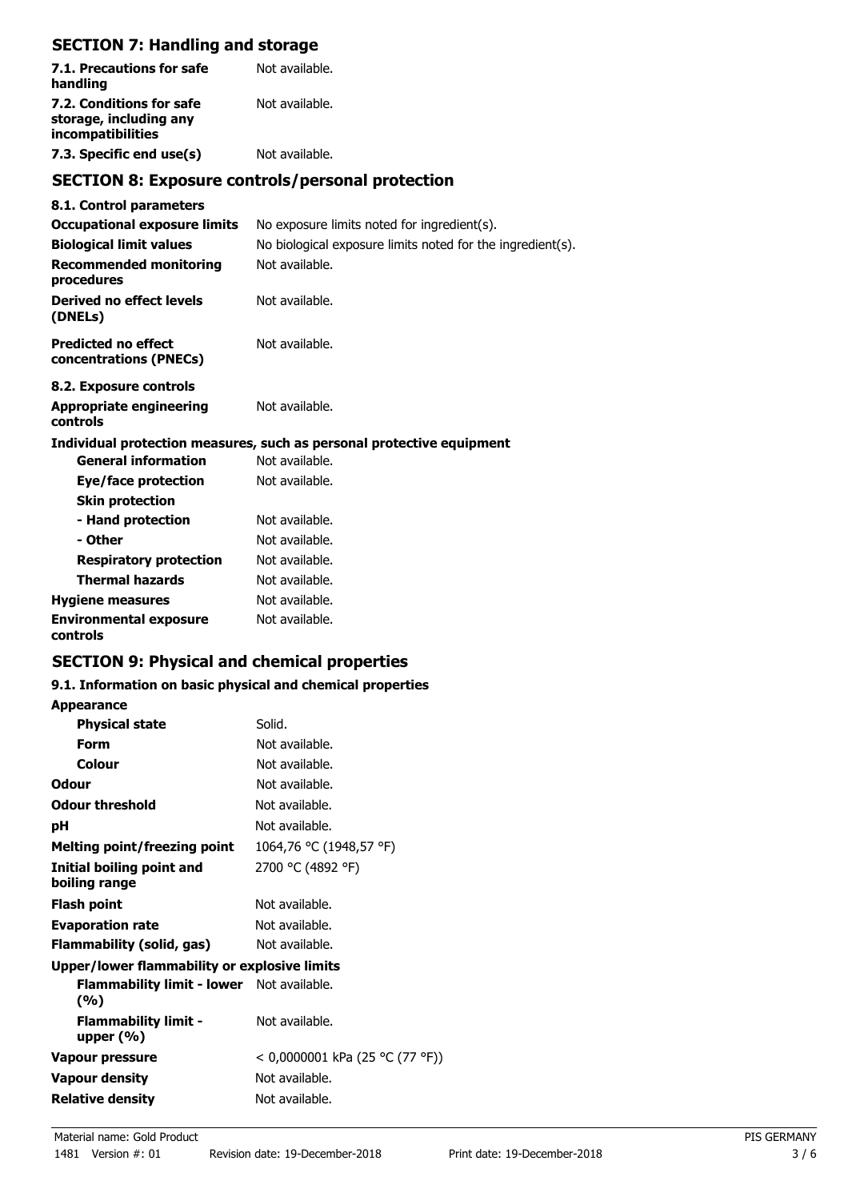## SECTION 7: Handling and storage

| | |
|---|---|
| **7.1. Precautions for safe handling** | Not available. |
| **7.2. Conditions for safe storage, including any incompatibilities** | Not available. |
| **7.3. Specific end use(s)** | Not available. |

## SECTION 8: Exposure controls/personal protection

**8.1. Control parameters**

| | |
|---|---|
| **Occupational exposure limits** | No exposure limits noted for ingredient(s). |
| **Biological limit values** | No biological exposure limits noted for the ingredient(s). |
| **Recommended monitoring procedures** | Not available. |
| **Derived no effect levels (DNELs)** | Not available. |
| **Predicted no effect concentrations (PNECs)** | Not available. |

**8.2. Exposure controls**

| | |
|---|---|
| **Appropriate engineering controls** | Not available. |

**Individual protection measures, such as personal protective equipment**

| | |
|---|---|
| **General information** | Not available. |
| **Eye/face protection** | Not available. |
| **Skin protection** | |
| **- Hand protection** | Not available. |
| **- Other** | Not available. |
| **Respiratory protection** | Not available. |
| **Thermal hazards** | Not available. |
| **Hygiene measures** | Not available. |
| **Environmental exposure controls** | Not available. |

## SECTION 9: Physical and chemical properties

**9.1. Information on basic physical and chemical properties**

| | |
|---|---|
| **Appearance** | |
| **Physical state** | Solid. |
| **Form** | Not available. |
| **Colour** | Not available. |
| **Odour** | Not available. |
| **Odour threshold** | Not available. |
| **pH** | Not available. |
| **Melting point/freezing point** | 1064,76 °C (1948,57 °F) |
| **Initial boiling point and boiling range** | 2700 °C (4892 °F) |
| **Flash point** | Not available. |
| **Evaporation rate** | Not available. |
| **Flammability (solid, gas)** | Not available. |
| **Upper/lower flammability or explosive limits** | |
| **Flammability limit - lower (%)** | Not available. |
| **Flammability limit - upper (%)** | Not available. |
| **Vapour pressure** | < 0,0000001 kPa (25 °C (77 °F)) |
| **Vapour density** | Not available. |
| **Relative density** | Not available. |

Material name: Gold Product
1481 Version #: 01 Revision date: 19-December-2018 Print date: 19-December-2018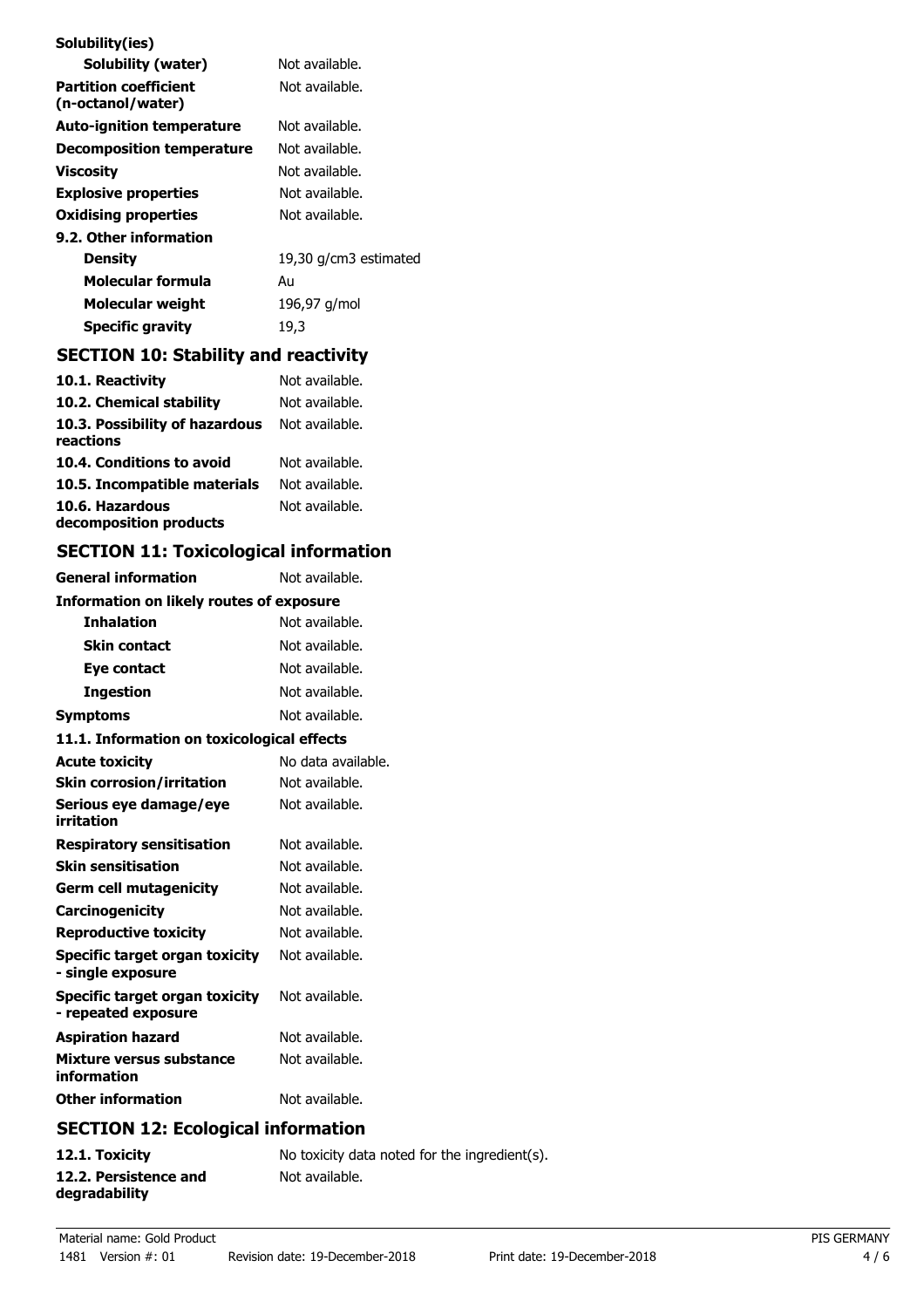| | |
|---|---|
| **Solubility(ies)** | |
| **Solubility (water)** | Not available. |
| **Partition coefficient (n-octanol/water)** | Not available. |
| **Auto-ignition temperature** | Not available. |
| **Decomposition temperature** | Not available. |
| **Viscosity** | Not available. |
| **Explosive properties** | Not available. |
| **Oxidising properties** | Not available. |
| **9.2. Other information** | |
| **Density** | 19,30 g/cm3 estimated |
| **Molecular formula** | Au |
| **Molecular weight** | 196,97 g/mol |
| **Specific gravity** | 19,3 |

## SECTION 10: Stability and reactivity

| | |
|---|---|
| **10.1. Reactivity** | Not available. |
| **10.2. Chemical stability** | Not available. |
| **10.3. Possibility of hazardous reactions** | Not available. |
| **10.4. Conditions to avoid** | Not available. |
| **10.5. Incompatible materials** | Not available. |
| **10.6. Hazardous decomposition products** | Not available. |

## SECTION 11: Toxicological information

| | |
|---|---|
| **General information** | Not available. |
| **Information on likely routes of exposure** | |
| **Inhalation** | Not available. |
| **Skin contact** | Not available. |
| **Eye contact** | Not available. |
| **Ingestion** | Not available. |
| **Symptoms** | Not available. |
| **11.1. Information on toxicological effects** | |
| **Acute toxicity** | No data available. |
| **Skin corrosion/irritation** | Not available. |
| **Serious eye damage/eye irritation** | Not available. |
| **Respiratory sensitisation** | Not available. |
| **Skin sensitisation** | Not available. |
| **Germ cell mutagenicity** | Not available. |
| **Carcinogenicity** | Not available. |
| **Reproductive toxicity** | Not available. |
| **Specific target organ toxicity - single exposure** | Not available. |
| **Specific target organ toxicity - repeated exposure** | Not available. |
| **Aspiration hazard** | Not available. |
| **Mixture versus substance information** | Not available. |
| **Other information** | Not available. |

## SECTION 12: Ecological information

| | |
|---|---|
| **12.1. Toxicity** | No toxicity data noted for the ingredient(s). |
| **12.2. Persistence and degradability** | Not available. |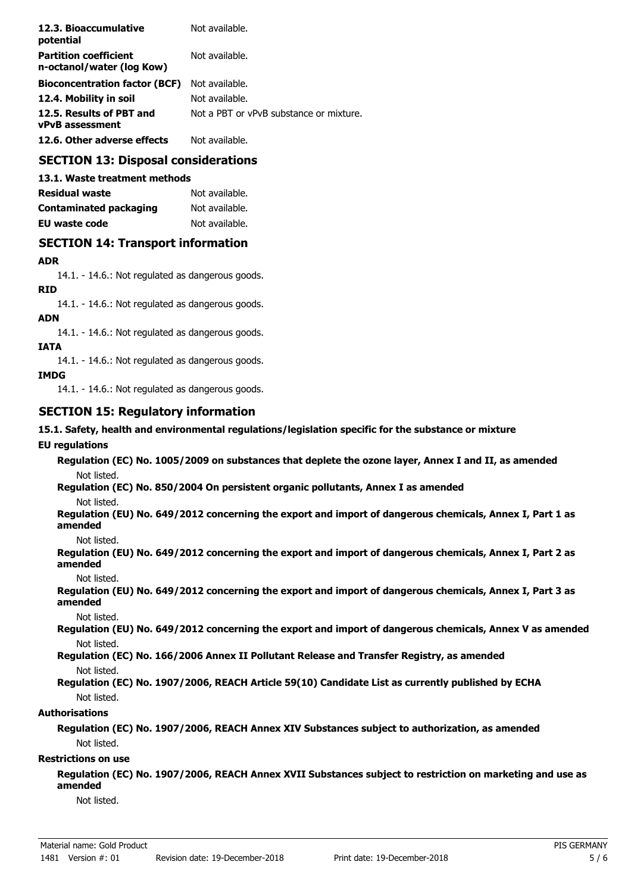| | |
|---|---|
| **12.3. Bioaccumulative potential** | Not available. |
| **Partition coefficient n-octanol/water (log Kow)** | Not available. |
| **Bioconcentration factor (BCF)** | Not available. |
| **12.4. Mobility in soil** | Not available. |
| **12.5. Results of PBT and vPvB assessment** | Not a PBT or vPvB substance or mixture. |
| **12.6. Other adverse effects** | Not available. |

## SECTION 13: Disposal considerations

**13.1. Waste treatment methods**

| | |
|---|---|
| **Residual waste** | Not available. |
| **Contaminated packaging** | Not available. |
| **EU waste code** | Not available. |

## SECTION 14: Transport information

**ADR**

14.1. - 14.6.: Not regulated as dangerous goods.

**RID**

14.1. - 14.6.: Not regulated as dangerous goods.

**ADN**

14.1. - 14.6.: Not regulated as dangerous goods.

**IATA**

14.1. - 14.6.: Not regulated as dangerous goods.

**IMDG**

14.1. - 14.6.: Not regulated as dangerous goods.

## SECTION 15: Regulatory information

**15.1. Safety, health and environmental regulations/legislation specific for the substance or mixture**

**EU regulations**

**Regulation (EC) No. 1005/2009 on substances that deplete the ozone layer, Annex I and II, as amended**

Not listed.

**Regulation (EC) No. 850/2004 On persistent organic pollutants, Annex I as amended**

Not listed.

**Regulation (EU) No. 649/2012 concerning the export and import of dangerous chemicals, Annex I, Part 1 as amended**

Not listed.

**Regulation (EU) No. 649/2012 concerning the export and import of dangerous chemicals, Annex I, Part 2 as amended**

Not listed.

**Regulation (EU) No. 649/2012 concerning the export and import of dangerous chemicals, Annex I, Part 3 as amended**

Not listed.

**Regulation (EU) No. 649/2012 concerning the export and import of dangerous chemicals, Annex V as amended**

Not listed.

**Regulation (EC) No. 166/2006 Annex II Pollutant Release and Transfer Registry, as amended**

Not listed.

**Regulation (EC) No. 1907/2006, REACH Article 59(10) Candidate List as currently published by ECHA**

Not listed.

**Authorisations**

**Regulation (EC) No. 1907/2006, REACH Annex XIV Substances subject to authorization, as amended**

Not listed.

**Restrictions on use**

**Regulation (EC) No. 1907/2006, REACH Annex XVII Substances subject to restriction on marketing and use as amended**

Not listed.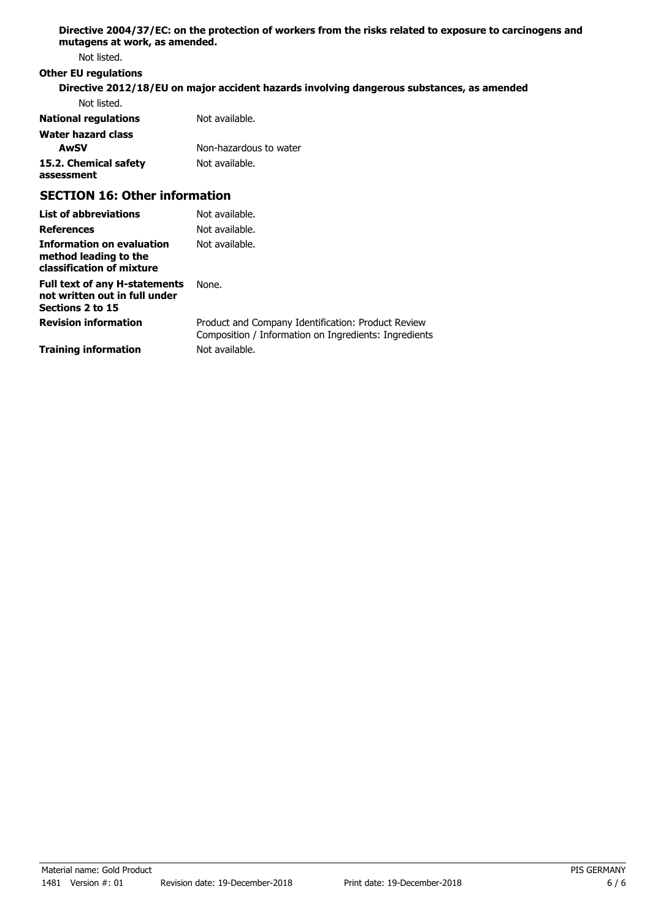**Directive 2004/37/EC: on the protection of workers from the risks related to exposure to carcinogens and mutagens at work, as amended.**

Not listed.

**Other EU regulations**

**Directive 2012/18/EU on major accident hazards involving dangerous substances, as amended**

Not listed.

| | |
|---|---|
| **National regulations** | Not available. |
| **Water hazard class** | |
| **AwSV** | Non-hazardous to water |
| **15.2. Chemical safety assessment** | Not available. |

## SECTION 16: Other information

| | |
|---|---|
| **List of abbreviations** | Not available. |
| **References** | Not available. |
| **Information on evaluation method leading to the classification of mixture** | Not available. |
| **Full text of any H-statements not written out in full under Sections 2 to 15** | None. |
| **Revision information** | Product and Company Identification: Product Review<br>Composition / Information on Ingredients: Ingredients |
| **Training information** | Not available. |